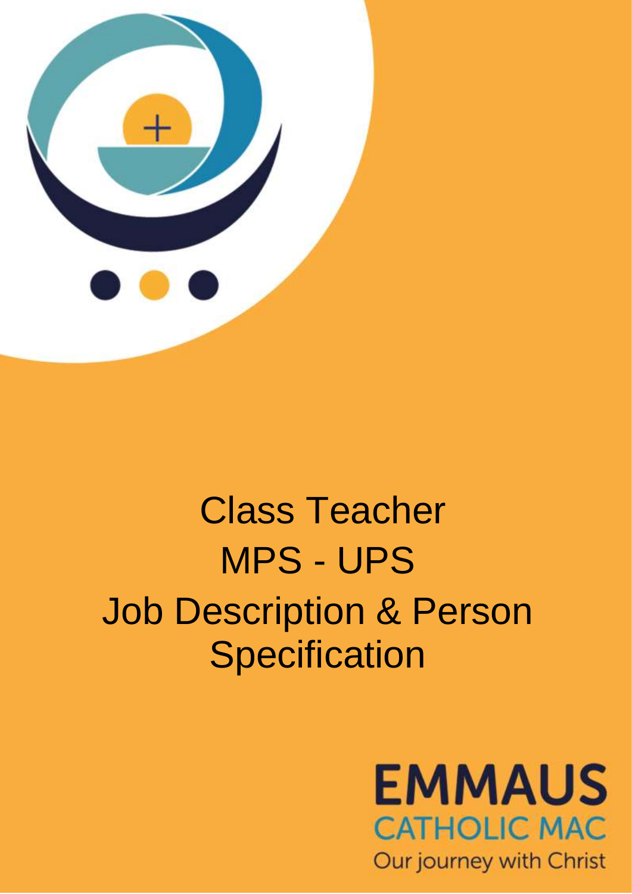# Class Teacher

# MPS - UPS

# Job Description & Person Specification

**EMMAUS**

CATHOLIC MAC

Our journey with Christ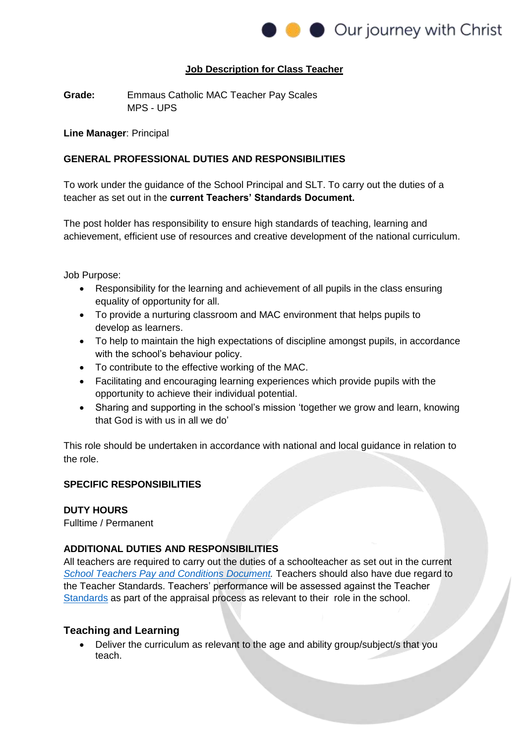## Job Description for Class Teacher

**Grade:** Emmaus Catholic MAC Teacher Pay Scales
MPS - UPS

**Line Manager**: Principal

### GENERAL PROFESSIONAL DUTIES AND RESPONSIBILITIES

To work under the guidance of the School Principal and SLT. To carry out the duties of a teacher as set out in the **current Teachers' Standards Document.**

The post holder has responsibility to ensure high standards of teaching, learning and achievement, efficient use of resources and creative development of the national curriculum.

Job Purpose:

- Responsibility for the learning and achievement of all pupils in the class ensuring equality of opportunity for all.
- To provide a nurturing classroom and MAC environment that helps pupils to develop as learners.
- To help to maintain the high expectations of discipline amongst pupils, in accordance with the school's behaviour policy.
- To contribute to the effective working of the MAC.
- Facilitating and encouraging learning experiences which provide pupils with the opportunity to achieve their individual potential.
- Sharing and supporting in the school's mission 'together we grow and learn, knowing that God is with us in all we do'

This role should be undertaken in accordance with national and local guidance in relation to the role.

### SPECIFIC RESPONSIBILITIES

**DUTY HOURS**
Fulltime / Permanent

**ADDITIONAL DUTIES AND RESPONSIBILITIES**
All teachers are required to carry out the duties of a schoolteacher as set out in the current *School Teachers Pay and Conditions Document.* Teachers should also have due regard to the Teacher Standards. Teachers' performance will be assessed against the Teacher Standards as part of the appraisal process as relevant to their role in the school.

### Teaching and Learning

- Deliver the curriculum as relevant to the age and ability group/subject/s that you teach.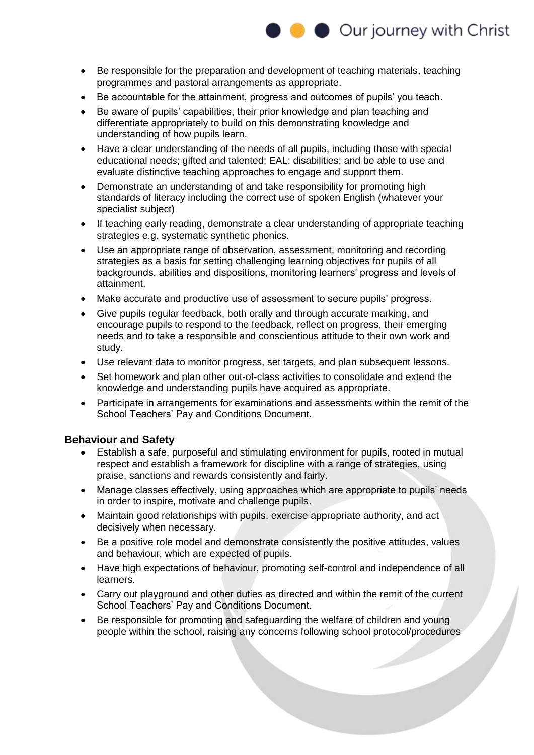- Be responsible for the preparation and development of teaching materials, teaching programmes and pastoral arrangements as appropriate.
- Be accountable for the attainment, progress and outcomes of pupils' you teach.
- Be aware of pupils' capabilities, their prior knowledge and plan teaching and differentiate appropriately to build on this demonstrating knowledge and understanding of how pupils learn.
- Have a clear understanding of the needs of all pupils, including those with special educational needs; gifted and talented; EAL; disabilities; and be able to use and evaluate distinctive teaching approaches to engage and support them.
- Demonstrate an understanding of and take responsibility for promoting high standards of literacy including the correct use of spoken English (whatever your specialist subject)
- If teaching early reading, demonstrate a clear understanding of appropriate teaching strategies e.g. systematic synthetic phonics.
- Use an appropriate range of observation, assessment, monitoring and recording strategies as a basis for setting challenging learning objectives for pupils of all backgrounds, abilities and dispositions, monitoring learners' progress and levels of attainment.
- Make accurate and productive use of assessment to secure pupils' progress.
- Give pupils regular feedback, both orally and through accurate marking, and encourage pupils to respond to the feedback, reflect on progress, their emerging needs and to take a responsible and conscientious attitude to their own work and study.
- Use relevant data to monitor progress, set targets, and plan subsequent lessons.
- Set homework and plan other out-of-class activities to consolidate and extend the knowledge and understanding pupils have acquired as appropriate.
- Participate in arrangements for examinations and assessments within the remit of the School Teachers' Pay and Conditions Document.

### Behaviour and Safety

- Establish a safe, purposeful and stimulating environment for pupils, rooted in mutual respect and establish a framework for discipline with a range of strategies, using praise, sanctions and rewards consistently and fairly.
- Manage classes effectively, using approaches which are appropriate to pupils' needs in order to inspire, motivate and challenge pupils.
- Maintain good relationships with pupils, exercise appropriate authority, and act decisively when necessary.
- Be a positive role model and demonstrate consistently the positive attitudes, values and behaviour, which are expected of pupils.
- Have high expectations of behaviour, promoting self-control and independence of all learners.
- Carry out playground and other duties as directed and within the remit of the current School Teachers' Pay and Conditions Document.
- Be responsible for promoting and safeguarding the welfare of children and young people within the school, raising any concerns following school protocol/procedures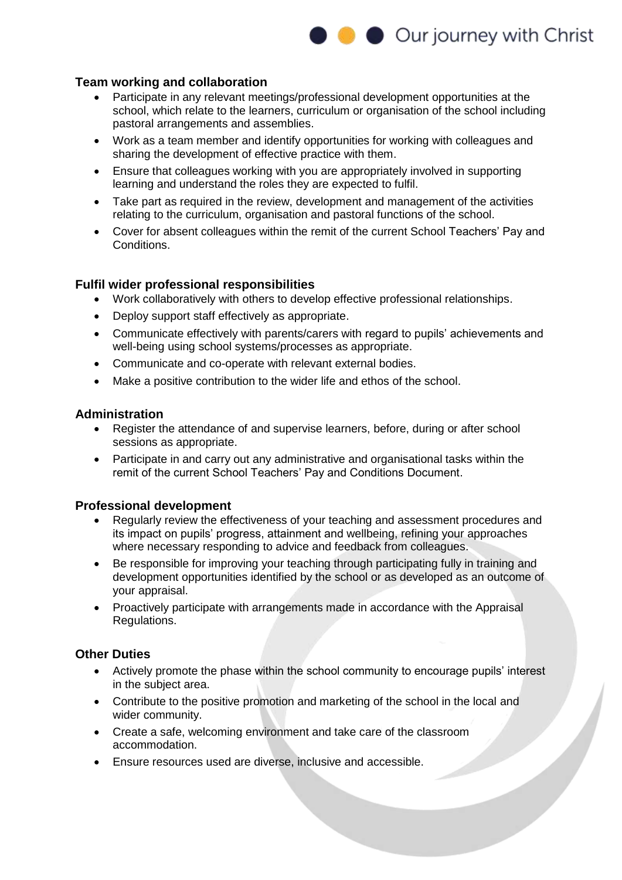### Team working and collaboration

- Participate in any relevant meetings/professional development opportunities at the school, which relate to the learners, curriculum or organisation of the school including pastoral arrangements and assemblies.
- Work as a team member and identify opportunities for working with colleagues and sharing the development of effective practice with them.
- Ensure that colleagues working with you are appropriately involved in supporting learning and understand the roles they are expected to fulfil.
- Take part as required in the review, development and management of the activities relating to the curriculum, organisation and pastoral functions of the school.
- Cover for absent colleagues within the remit of the current School Teachers' Pay and Conditions.

### Fulfil wider professional responsibilities

- Work collaboratively with others to develop effective professional relationships.
- Deploy support staff effectively as appropriate.
- Communicate effectively with parents/carers with regard to pupils' achievements and well-being using school systems/processes as appropriate.
- Communicate and co-operate with relevant external bodies.
- Make a positive contribution to the wider life and ethos of the school.

### Administration

- Register the attendance of and supervise learners, before, during or after school sessions as appropriate.
- Participate in and carry out any administrative and organisational tasks within the remit of the current School Teachers' Pay and Conditions Document.

### Professional development

- Regularly review the effectiveness of your teaching and assessment procedures and its impact on pupils' progress, attainment and wellbeing, refining your approaches where necessary responding to advice and feedback from colleagues.
- Be responsible for improving your teaching through participating fully in training and development opportunities identified by the school or as developed as an outcome of your appraisal.
- Proactively participate with arrangements made in accordance with the Appraisal Regulations.

### Other Duties

- Actively promote the phase within the school community to encourage pupils' interest in the subject area.
- Contribute to the positive promotion and marketing of the school in the local and wider community.
- Create a safe, welcoming environment and take care of the classroom accommodation.
- Ensure resources used are diverse, inclusive and accessible.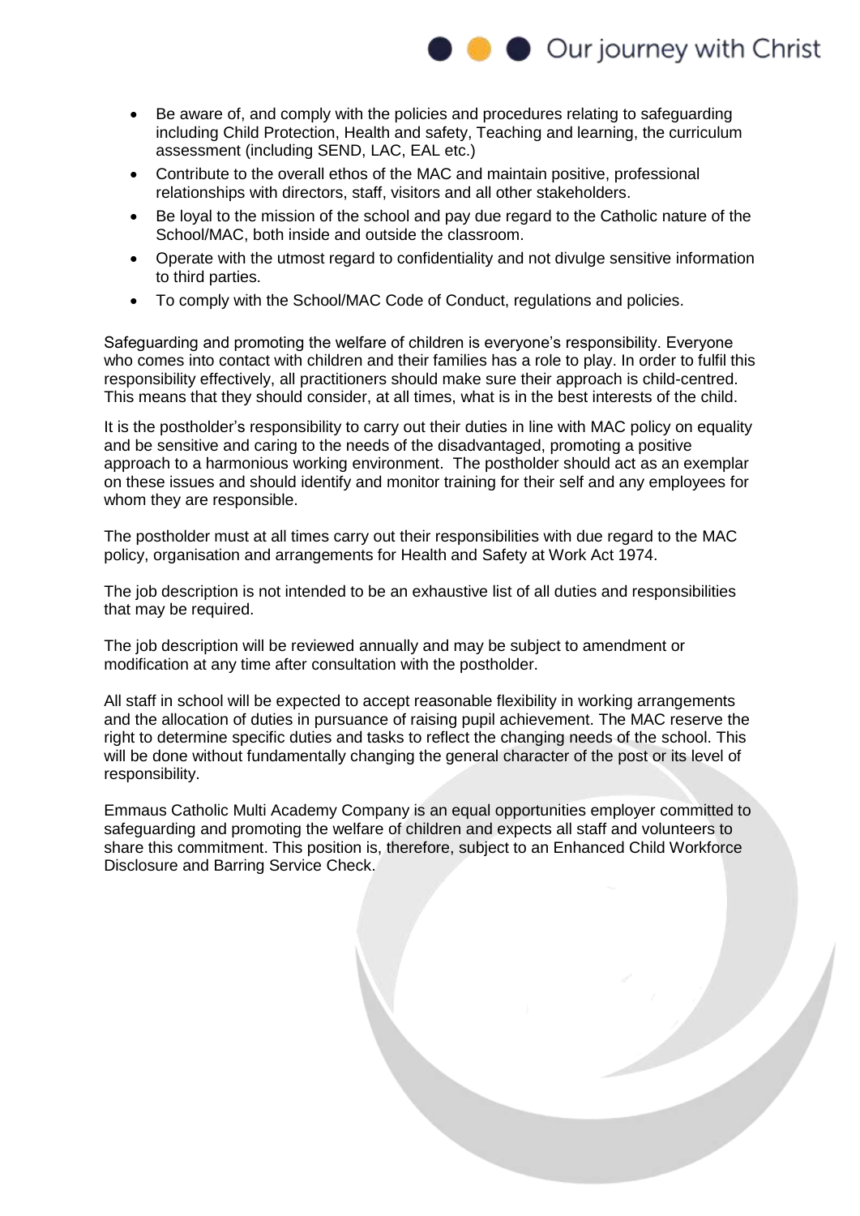- Be aware of, and comply with the policies and procedures relating to safeguarding including Child Protection, Health and safety, Teaching and learning, the curriculum assessment (including SEND, LAC, EAL etc.)
- Contribute to the overall ethos of the MAC and maintain positive, professional relationships with directors, staff, visitors and all other stakeholders.
- Be loyal to the mission of the school and pay due regard to the Catholic nature of the School/MAC, both inside and outside the classroom.
- Operate with the utmost regard to confidentiality and not divulge sensitive information to third parties.
- To comply with the School/MAC Code of Conduct, regulations and policies.

Safeguarding and promoting the welfare of children is everyone's responsibility. Everyone who comes into contact with children and their families has a role to play. In order to fulfil this responsibility effectively, all practitioners should make sure their approach is child-centred. This means that they should consider, at all times, what is in the best interests of the child.

It is the postholder's responsibility to carry out their duties in line with MAC policy on equality and be sensitive and caring to the needs of the disadvantaged, promoting a positive approach to a harmonious working environment. The postholder should act as an exemplar on these issues and should identify and monitor training for their self and any employees for whom they are responsible.

The postholder must at all times carry out their responsibilities with due regard to the MAC policy, organisation and arrangements for Health and Safety at Work Act 1974.

The job description is not intended to be an exhaustive list of all duties and responsibilities that may be required.

The job description will be reviewed annually and may be subject to amendment or modification at any time after consultation with the postholder.

All staff in school will be expected to accept reasonable flexibility in working arrangements and the allocation of duties in pursuance of raising pupil achievement. The MAC reserve the right to determine specific duties and tasks to reflect the changing needs of the school. This will be done without fundamentally changing the general character of the post or its level of responsibility.

Emmaus Catholic Multi Academy Company is an equal opportunities employer committed to safeguarding and promoting the welfare of children and expects all staff and volunteers to share this commitment. This position is, therefore, subject to an Enhanced Child Workforce Disclosure and Barring Service Check.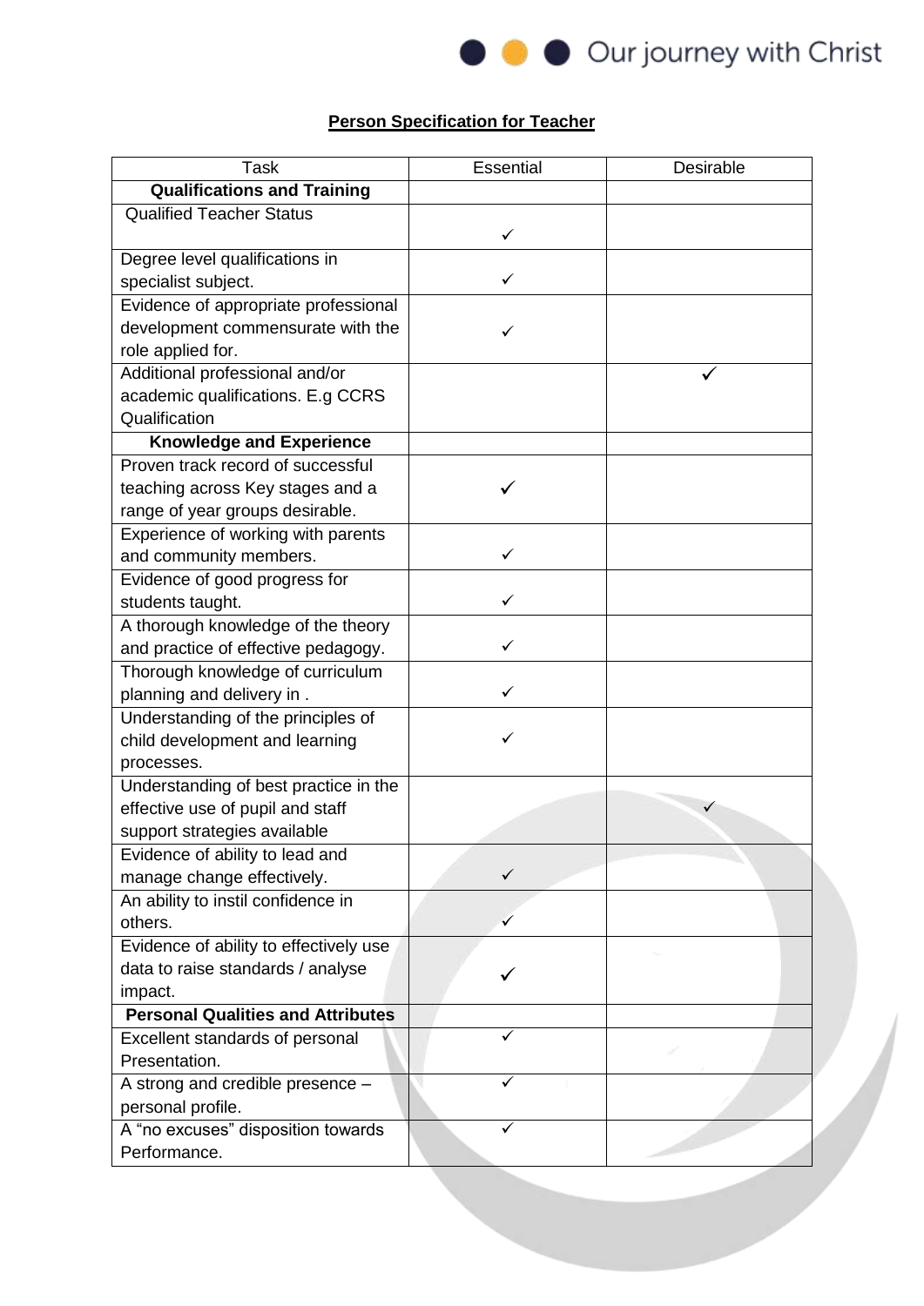**Person Specification for Teacher**

| Task | Essential | Desirable |
|---|---|---|
| **Qualifications and Training** | | |
| Qualified Teacher Status | ✓ | |
| Degree level qualifications in specialist subject. | ✓ | |
| Evidence of appropriate professional development commensurate with the role applied for. | ✓ | |
| Additional professional and/or academic qualifications. E.g CCRS Qualification | | ✓ |
| **Knowledge and Experience** | | |
| Proven track record of successful teaching across Key stages and a range of year groups desirable. | ✓ | |
| Experience of working with parents and community members. | ✓ | |
| Evidence of good progress for students taught. | ✓ | |
| A thorough knowledge of the theory and practice of effective pedagogy. | ✓ | |
| Thorough knowledge of curriculum planning and delivery in . | ✓ | |
| Understanding of the principles of child development and learning processes. | ✓ | |
| Understanding of best practice in the effective use of pupil and staff support strategies available | | ✓ |
| Evidence of ability to lead and manage change effectively. | ✓ | |
| An ability to instil confidence in others. | ✓ | |
| Evidence of ability to effectively use data to raise standards / analyse impact. | ✓ | |
| **Personal Qualities and Attributes** | | |
| Excellent standards of personal Presentation. | ✓ | |
| A strong and credible presence – personal profile. | ✓ | |
| A "no excuses" disposition towards Performance. | ✓ | |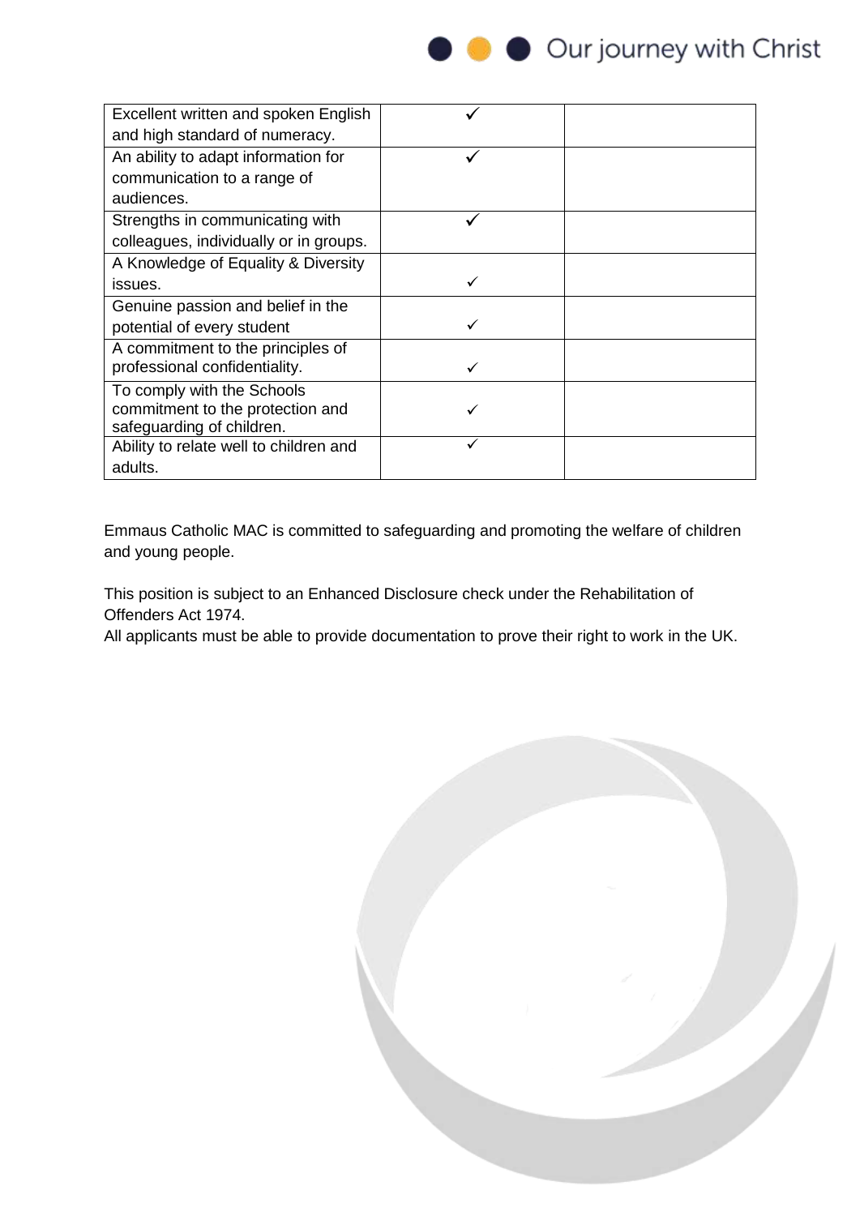| | | |
|---|---|---|
| Excellent written and spoken English and high standard of numeracy. | ✓ | |
| An ability to adapt information for communication to a range of audiences. | ✓ | |
| Strengths in communicating with colleagues, individually or in groups. | ✓ | |
| A Knowledge of Equality & Diversity issues. | ✓ | |
| Genuine passion and belief in the potential of every student | ✓ | |
| A commitment to the principles of professional confidentiality. | ✓ | |
| To comply with the Schools commitment to the protection and safeguarding of children. | ✓ | |
| Ability to relate well to children and adults. | ✓ | |

Emmaus Catholic MAC is committed to safeguarding and promoting the welfare of children and young people.

This position is subject to an Enhanced Disclosure check under the Rehabilitation of Offenders Act 1974.
All applicants must be able to provide documentation to prove their right to work in the UK.